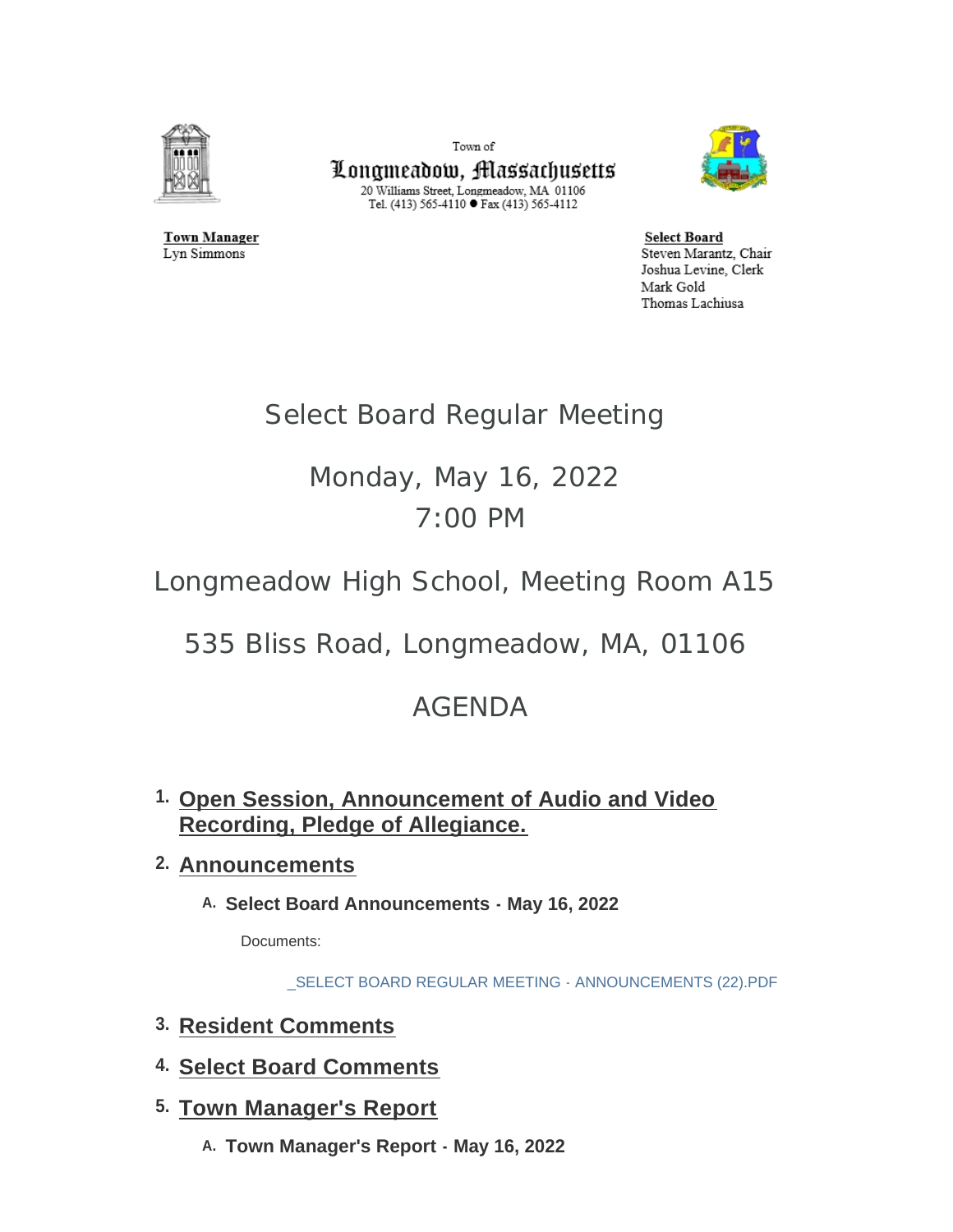Town of

**Longmeadow, Massachusetts**

20 Williams Street, Longmeadow, MA 01106
Tel. (413) 565-4110 ● Fax (413) 565-4112

**Town Manager**
Lyn Simmons

**Select Board**
Steven Marantz, Chair
Joshua Levine, Clerk
Mark Gold
Thomas Lachiusa

# Select Board Regular Meeting

## Monday, May 16, 2022
## 7:00 PM

## Longmeadow High School, Meeting Room A15

## 535 Bliss Road, Longmeadow, MA, 01106

## AGENDA

1. **Open Session, Announcement of Audio and Video Recording, Pledge of Allegiance.**

2. **Announcements**

   A. **Select Board Announcements - May 16, 2022**

      Documents:

      _SELECT BOARD REGULAR MEETING - ANNOUNCEMENTS (22).PDF

3. **Resident Comments**

4. **Select Board Comments**

5. **Town Manager's Report**

   A. **Town Manager's Report - May 16, 2022**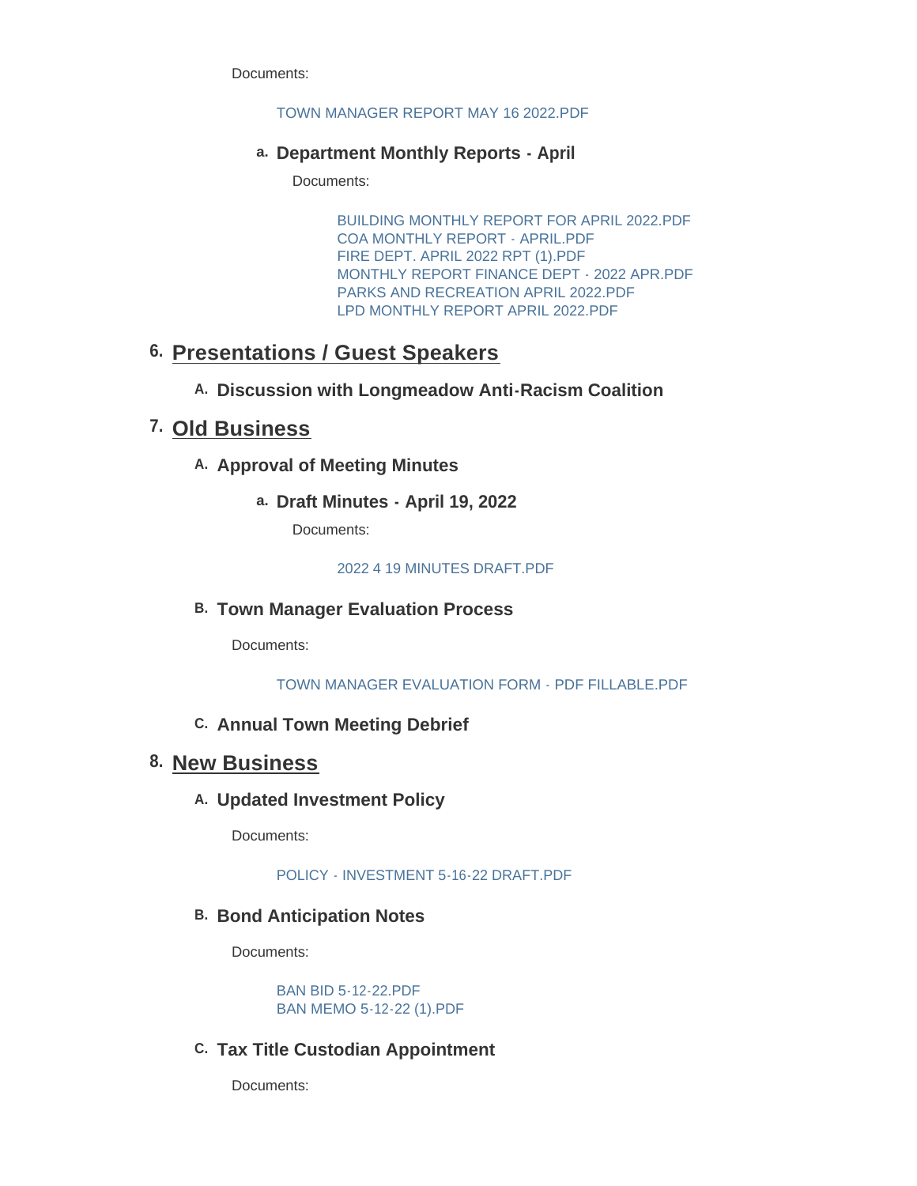Documents:

TOWN MANAGER REPORT MAY 16 2022.PDF

a. **Department Monthly Reports - April**

Documents:

BUILDING MONTHLY REPORT FOR APRIL 2022.PDF
COA MONTHLY REPORT - APRIL.PDF
FIRE DEPT. APRIL 2022 RPT (1).PDF
MONTHLY REPORT FINANCE DEPT - 2022 APR.PDF
PARKS AND RECREATION APRIL 2022.PDF
LPD MONTHLY REPORT APRIL 2022.PDF

## 6. Presentations / Guest Speakers

### A. Discussion with Longmeadow Anti-Racism Coalition

## 7. Old Business

### A. Approval of Meeting Minutes

a. **Draft Minutes - April 19, 2022**

Documents:

2022 4 19 MINUTES DRAFT.PDF

### B. Town Manager Evaluation Process

Documents:

TOWN MANAGER EVALUATION FORM - PDF FILLABLE.PDF

### C. Annual Town Meeting Debrief

## 8. New Business

### A. Updated Investment Policy

Documents:

POLICY - INVESTMENT 5-16-22 DRAFT.PDF

### B. Bond Anticipation Notes

Documents:

BAN BID 5-12-22.PDF
BAN MEMO 5-12-22 (1).PDF

### C. Tax Title Custodian Appointment

Documents: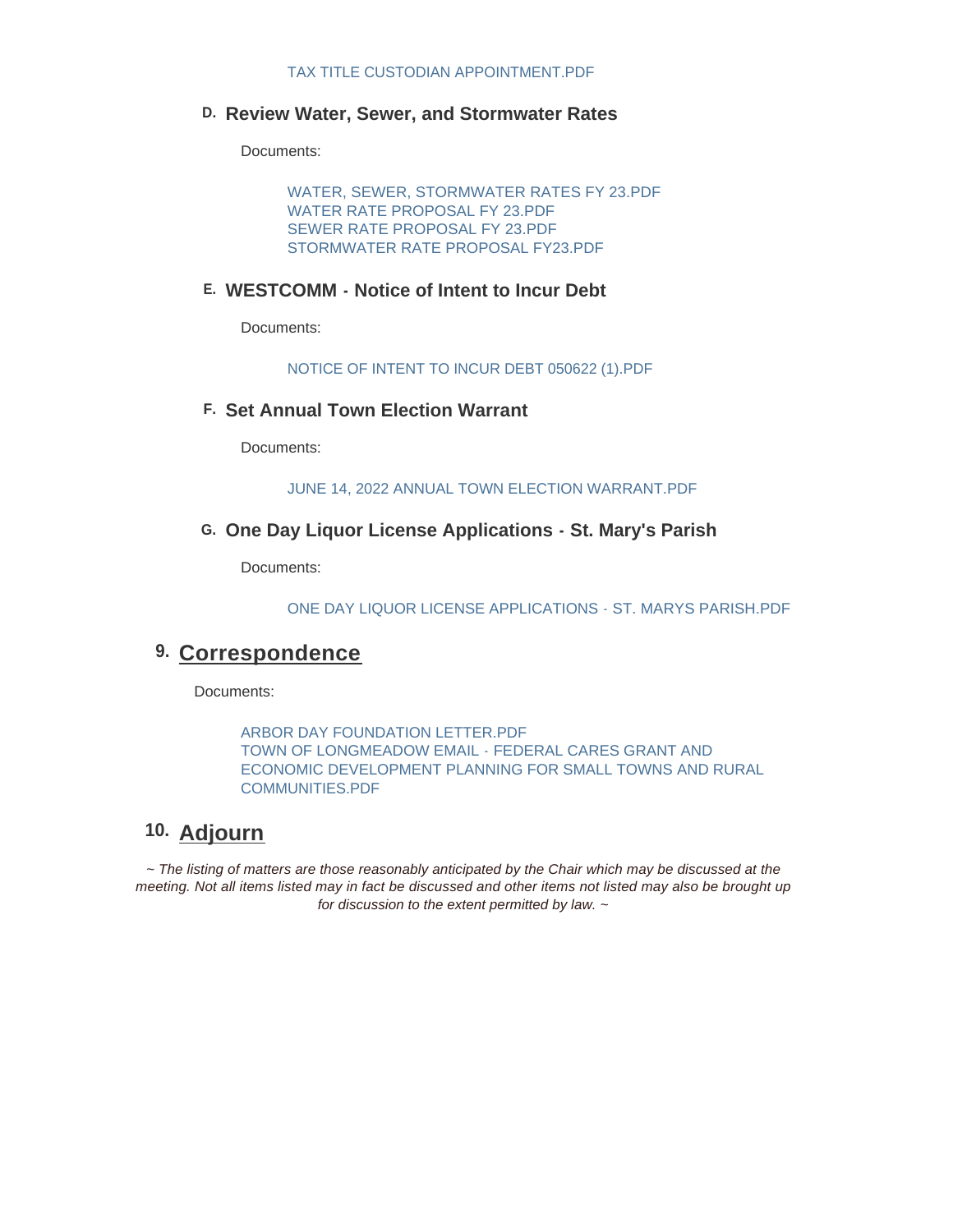TAX TITLE CUSTODIAN APPOINTMENT.PDF

### D. Review Water, Sewer, and Stormwater Rates

Documents:

WATER, SEWER, STORMWATER RATES FY 23.PDF
WATER RATE PROPOSAL FY 23.PDF
SEWER RATE PROPOSAL FY 23.PDF
STORMWATER RATE PROPOSAL FY23.PDF

### E. WESTCOMM - Notice of Intent to Incur Debt

Documents:

NOTICE OF INTENT TO INCUR DEBT 050622 (1).PDF

### F. Set Annual Town Election Warrant

Documents:

JUNE 14, 2022 ANNUAL TOWN ELECTION WARRANT.PDF

### G. One Day Liquor License Applications - St. Mary's Parish

Documents:

ONE DAY LIQUOR LICENSE APPLICATIONS - ST. MARYS PARISH.PDF

## 9. Correspondence

Documents:

ARBOR DAY FOUNDATION LETTER.PDF
TOWN OF LONGMEADOW EMAIL - FEDERAL CARES GRANT AND ECONOMIC DEVELOPMENT PLANNING FOR SMALL TOWNS AND RURAL COMMUNITIES.PDF

## 10. Adjourn

*~ The listing of matters are those reasonably anticipated by the Chair which may be discussed at the meeting. Not all items listed may in fact be discussed and other items not listed may also be brought up for discussion to the extent permitted by law. ~*